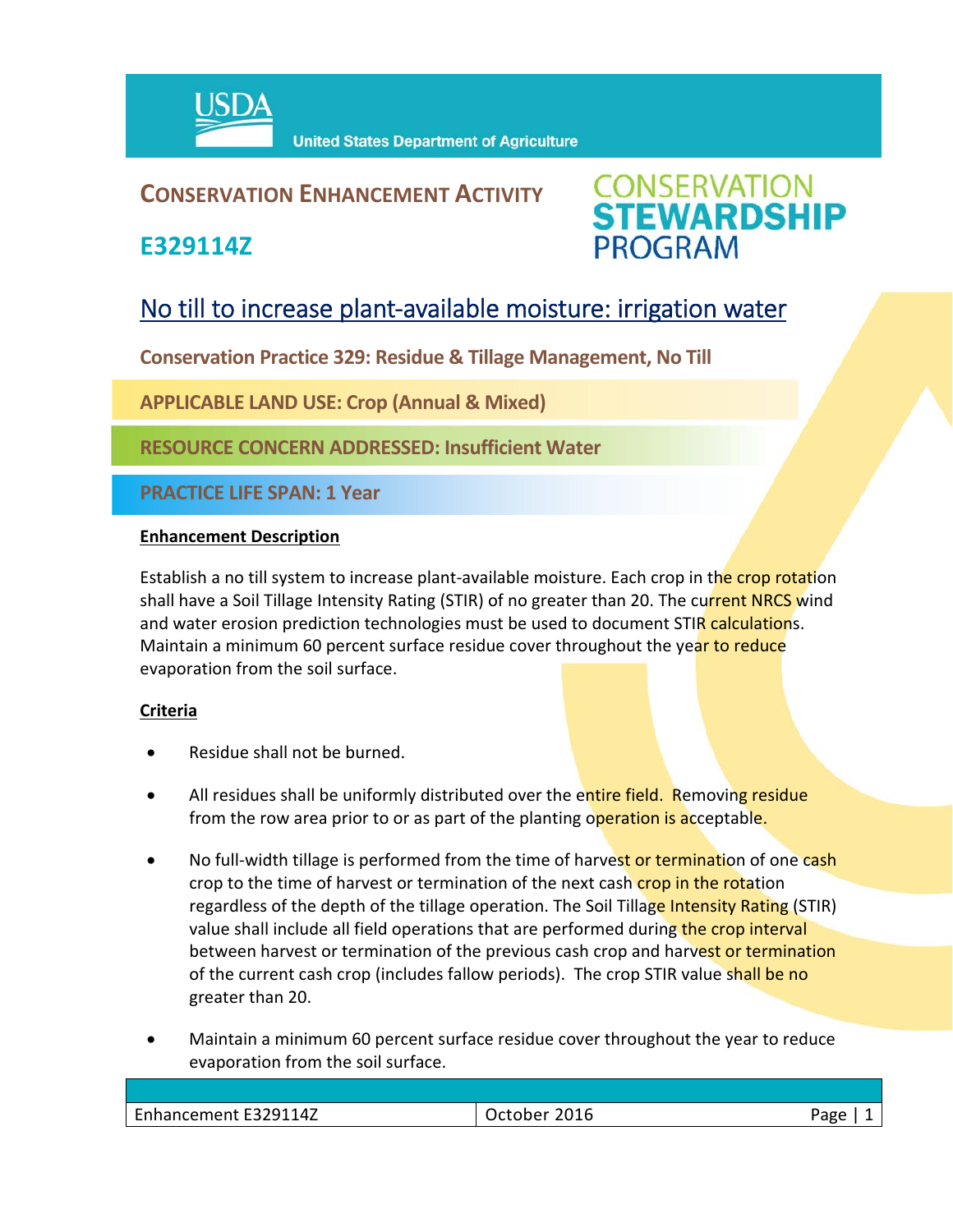USDA United States Department of Agriculture

# CONSERVATION ENHANCEMENT ACTIVITY

## E329114Z

CONSERVATION STEWARDSHIP PROGRAM

## No till to increase plant-available moisture: irrigation water

**Conservation Practice 329: Residue & Tillage Management, No Till**

**APPLICABLE LAND USE: Crop (Annual & Mixed)**

**RESOURCE CONCERN ADDRESSED: Insufficient Water**

**PRACTICE LIFE SPAN: 1 Year**

**Enhancement Description**

Establish a no till system to increase plant-available moisture. Each crop in the crop rotation shall have a Soil Tillage Intensity Rating (STIR) of no greater than 20. The current NRCS wind and water erosion prediction technologies must be used to document STIR calculations. Maintain a minimum 60 percent surface residue cover throughout the year to reduce evaporation from the soil surface.

**Criteria**

- Residue shall not be burned.
- All residues shall be uniformly distributed over the entire field. Removing residue from the row area prior to or as part of the planting operation is acceptable.
- No full-width tillage is performed from the time of harvest or termination of one cash crop to the time of harvest or termination of the next cash crop in the rotation regardless of the depth of the tillage operation. The Soil Tillage Intensity Rating (STIR) value shall include all field operations that are performed during the crop interval between harvest or termination of the previous cash crop and harvest or termination of the current cash crop (includes fallow periods). The crop STIR value shall be no greater than 20.
- Maintain a minimum 60 percent surface residue cover throughout the year to reduce evaporation from the soil surface.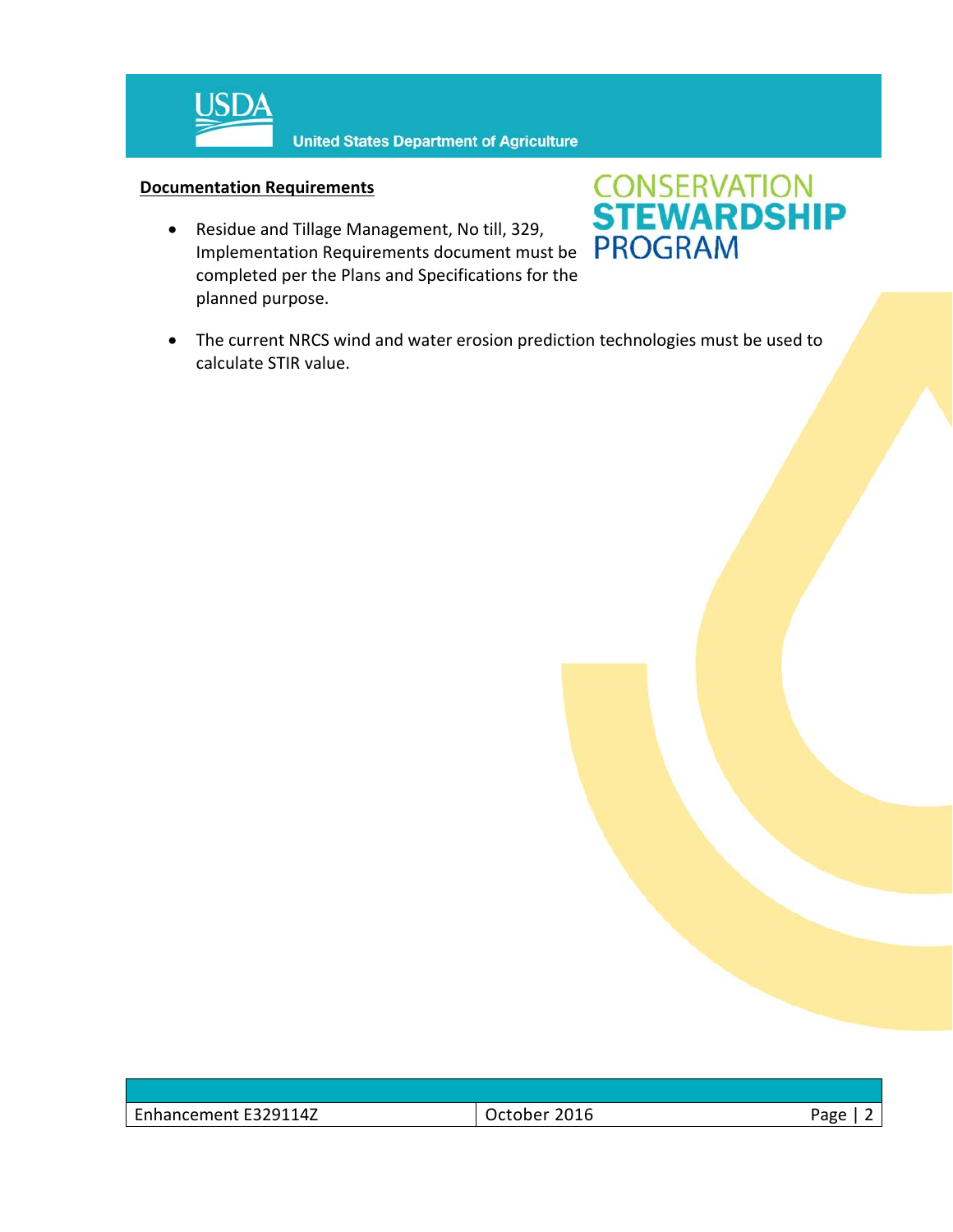**Documentation Requirements**

- Residue and Tillage Management, No till, 329, Implementation Requirements document must be completed per the Plans and Specifications for the planned purpose.
- The current NRCS wind and water erosion prediction technologies must be used to calculate STIR value.